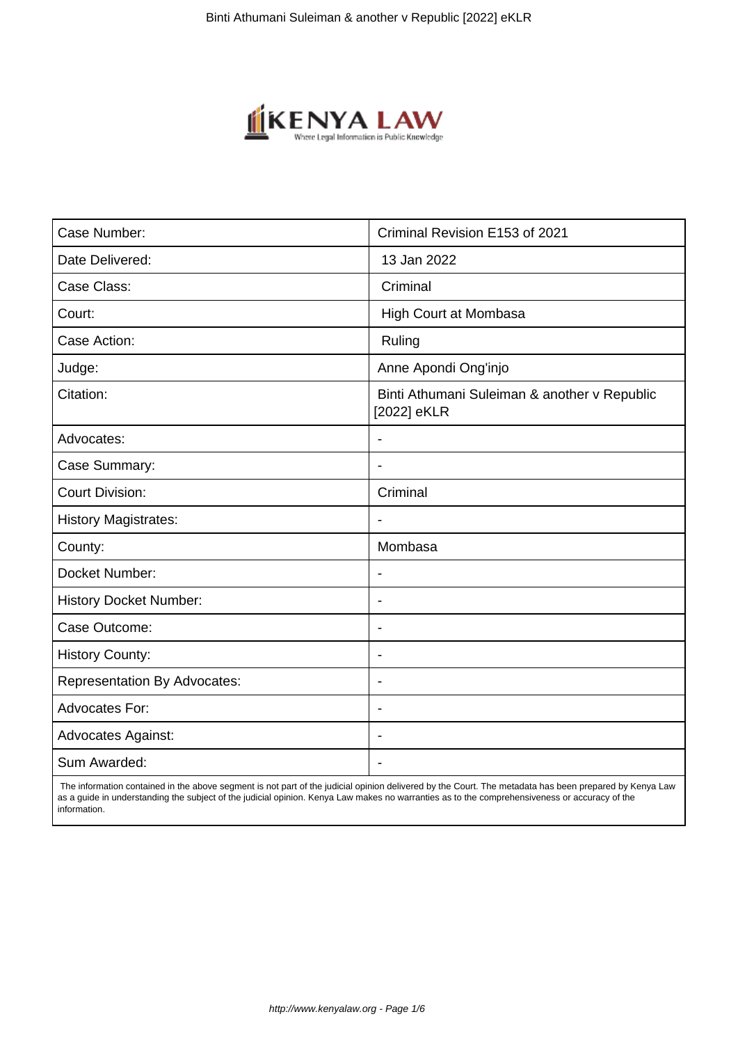| Case Number: | Criminal Revision E153 of 2021 |
| --- | --- |
| Date Delivered: | 13 Jan 2022 |
| Case Class: | Criminal |
| Court: | High Court at Mombasa |
| Case Action: | Ruling |
| Judge: | Anne Apondi Ong'injo |
| Citation: | Binti Athumani Suleiman & another v Republic [2022] eKLR |
| Advocates: | - |
| Case Summary: | - |
| Court Division: | Criminal |
| History Magistrates: | - |
| County: | Mombasa |
| Docket Number: | - |
| History Docket Number: | - |
| Case Outcome: | - |
| History County: | - |
| Representation By Advocates: | - |
| Advocates For: | - |
| Advocates Against: | - |
| Sum Awarded: | - |

The information contained in the above segment is not part of the judicial opinion delivered by the Court. The metadata has been prepared by Kenya Law as a guide in understanding the subject of the judicial opinion. Kenya Law makes no warranties as to the comprehensiveness or accuracy of the information.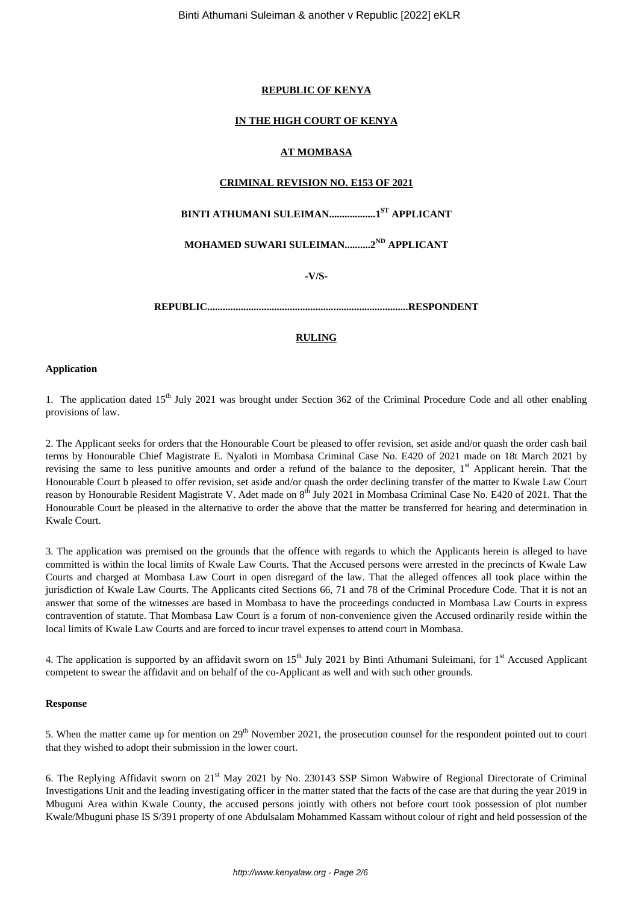**REPUBLIC OF KENYA**

**IN THE HIGH COURT OF KENYA**

**AT MOMBASA**

**CRIMINAL REVISION NO. E153 OF 2021**

**BINTI ATHUMANI SULEIMAN..................1ST APPLICANT**

**MOHAMED SUWARI SULEIMAN..........2ND APPLICANT**

**-V/S-**

**REPUBLIC.............................................................................RESPONDENT**

**RULING**

**Application**

1. The application dated 15th July 2021 was brought under Section 362 of the Criminal Procedure Code and all other enabling provisions of law.

2. The Applicant seeks for orders that the Honourable Court be pleased to offer revision, set aside and/or quash the order cash bail terms by Honourable Chief Magistrate E. Nyaloti in Mombasa Criminal Case No. E420 of 2021 made on 18t March 2021 by revising the same to less punitive amounts and order a refund of the balance to the depositer, 1st Applicant herein. That the Honourable Court b pleased to offer revision, set aside and/or quash the order declining transfer of the matter to Kwale Law Court reason by Honourable Resident Magistrate V. Adet made on 8th July 2021 in Mombasa Criminal Case No. E420 of 2021. That the Honourable Court be pleased in the alternative to order the above that the matter be transferred for hearing and determination in Kwale Court.

3. The application was premised on the grounds that the offence with regards to which the Applicants herein is alleged to have committed is within the local limits of Kwale Law Courts. That the Accused persons were arrested in the precincts of Kwale Law Courts and charged at Mombasa Law Court in open disregard of the law. That the alleged offences all took place within the jurisdiction of Kwale Law Courts. The Applicants cited Sections 66, 71 and 78 of the Criminal Procedure Code. That it is not an answer that some of the witnesses are based in Mombasa to have the proceedings conducted in Mombasa Law Courts in express contravention of statute. That Mombasa Law Court is a forum of non-convenience given the Accused ordinarily reside within the local limits of Kwale Law Courts and are forced to incur travel expenses to attend court in Mombasa.

4. The application is supported by an affidavit sworn on 15th July 2021 by Binti Athumani Suleimani, for 1st Accused Applicant competent to swear the affidavit and on behalf of the co-Applicant as well and with such other grounds.

**Response**

5. When the matter came up for mention on 29th November 2021, the prosecution counsel for the respondent pointed out to court that they wished to adopt their submission in the lower court.

6. The Replying Affidavit sworn on 21st May 2021 by No. 230143 SSP Simon Wabwire of Regional Directorate of Criminal Investigations Unit and the leading investigating officer in the matter stated that the facts of the case are that during the year 2019 in Mbuguni Area within Kwale County, the accused persons jointly with others not before court took possession of plot number Kwale/Mbuguni phase IS S/391 property of one Abdulsalam Mohammed Kassam without colour of right and held possession of the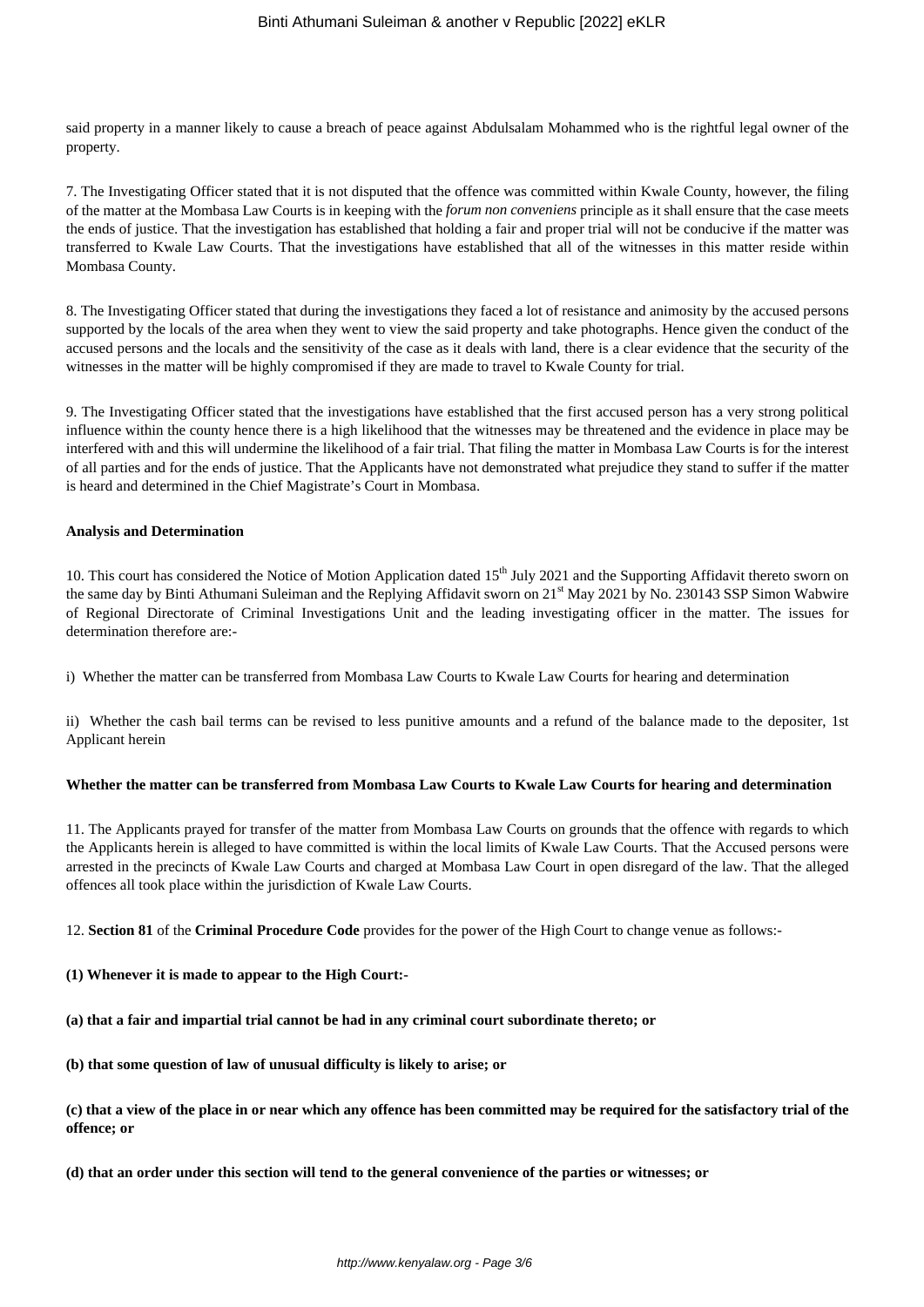said property in a manner likely to cause a breach of peace against Abdulsalam Mohammed who is the rightful legal owner of the property.

7. The Investigating Officer stated that it is not disputed that the offence was committed within Kwale County, however, the filing of the matter at the Mombasa Law Courts is in keeping with the *forum non conveniens* principle as it shall ensure that the case meets the ends of justice. That the investigation has established that holding a fair and proper trial will not be conducive if the matter was transferred to Kwale Law Courts. That the investigations have established that all of the witnesses in this matter reside within Mombasa County.

8. The Investigating Officer stated that during the investigations they faced a lot of resistance and animosity by the accused persons supported by the locals of the area when they went to view the said property and take photographs. Hence given the conduct of the accused persons and the locals and the sensitivity of the case as it deals with land, there is a clear evidence that the security of the witnesses in the matter will be highly compromised if they are made to travel to Kwale County for trial.

9. The Investigating Officer stated that the investigations have established that the first accused person has a very strong political influence within the county hence there is a high likelihood that the witnesses may be threatened and the evidence in place may be interfered with and this will undermine the likelihood of a fair trial. That filing the matter in Mombasa Law Courts is for the interest of all parties and for the ends of justice. That the Applicants have not demonstrated what prejudice they stand to suffer if the matter is heard and determined in the Chief Magistrate's Court in Mombasa.

**Analysis and Determination**

10. This court has considered the Notice of Motion Application dated 15th July 2021 and the Supporting Affidavit thereto sworn on the same day by Binti Athumani Suleiman and the Replying Affidavit sworn on 21st May 2021 by No. 230143 SSP Simon Wabwire of Regional Directorate of Criminal Investigations Unit and the leading investigating officer in the matter. The issues for determination therefore are:-

i) Whether the matter can be transferred from Mombasa Law Courts to Kwale Law Courts for hearing and determination

ii) Whether the cash bail terms can be revised to less punitive amounts and a refund of the balance made to the depositer, 1st Applicant herein

**Whether the matter can be transferred from Mombasa Law Courts to Kwale Law Courts for hearing and determination**

11. The Applicants prayed for transfer of the matter from Mombasa Law Courts on grounds that the offence with regards to which the Applicants herein is alleged to have committed is within the local limits of Kwale Law Courts. That the Accused persons were arrested in the precincts of Kwale Law Courts and charged at Mombasa Law Court in open disregard of the law. That the alleged offences all took place within the jurisdiction of Kwale Law Courts.

12. **Section 81** of the **Criminal Procedure Code** provides for the power of the High Court to change venue as follows:-

**(1) Whenever it is made to appear to the High Court:-**

**(a) that a fair and impartial trial cannot be had in any criminal court subordinate thereto; or**

**(b) that some question of law of unusual difficulty is likely to arise; or**

**(c) that a view of the place in or near which any offence has been committed may be required for the satisfactory trial of the offence; or**

**(d) that an order under this section will tend to the general convenience of the parties or witnesses; or**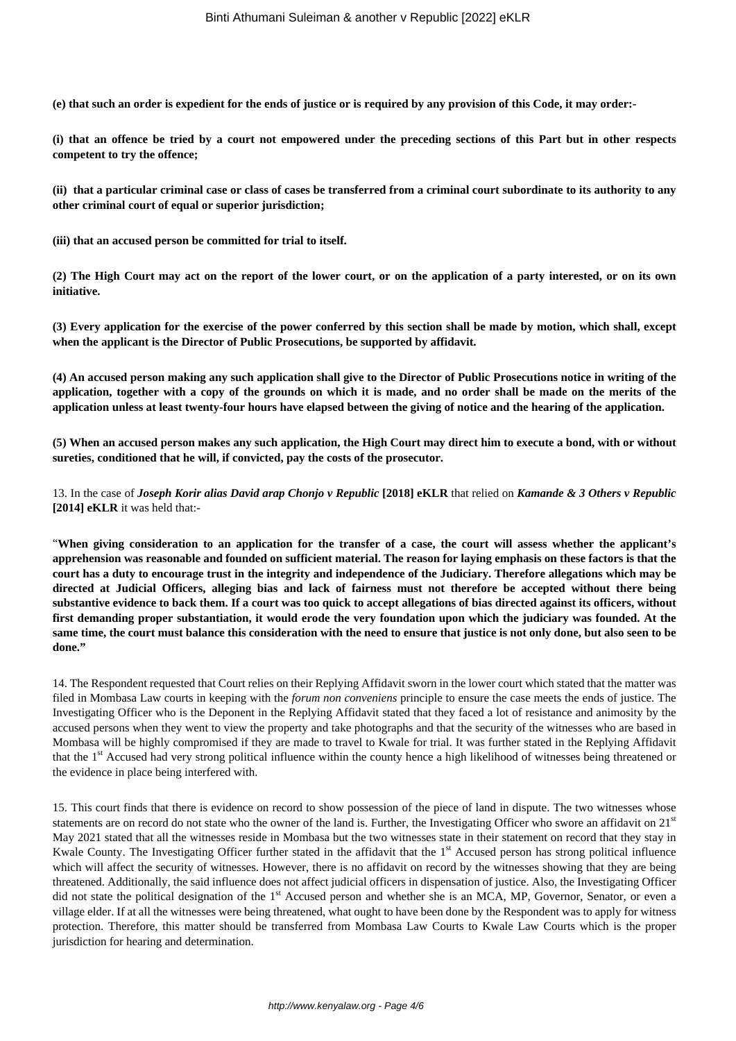**(e) that such an order is expedient for the ends of justice or is required by any provision of this Code, it may order:-**

**(i) that an offence be tried by a court not empowered under the preceding sections of this Part but in other respects competent to try the offence;**

**(ii) that a particular criminal case or class of cases be transferred from a criminal court subordinate to its authority to any other criminal court of equal or superior jurisdiction;**

**(iii) that an accused person be committed for trial to itself.**

**(2) The High Court may act on the report of the lower court, or on the application of a party interested, or on its own initiative.**

**(3) Every application for the exercise of the power conferred by this section shall be made by motion, which shall, except when the applicant is the Director of Public Prosecutions, be supported by affidavit.**

**(4) An accused person making any such application shall give to the Director of Public Prosecutions notice in writing of the application, together with a copy of the grounds on which it is made, and no order shall be made on the merits of the application unless at least twenty-four hours have elapsed between the giving of notice and the hearing of the application.**

**(5) When an accused person makes any such application, the High Court may direct him to execute a bond, with or without sureties, conditioned that he will, if convicted, pay the costs of the prosecutor.**

13. In the case of ***Joseph Korir alias David arap Chonjo v Republic* [2018] eKLR** that relied on ***Kamande & 3 Others v Republic* [2014] eKLR** it was held that:-

"**When giving consideration to an application for the transfer of a case, the court will assess whether the applicant's apprehension was reasonable and founded on sufficient material. The reason for laying emphasis on these factors is that the court has a duty to encourage trust in the integrity and independence of the Judiciary. Therefore allegations which may be directed at Judicial Officers, alleging bias and lack of fairness must not therefore be accepted without there being substantive evidence to back them. If a court was too quick to accept allegations of bias directed against its officers, without first demanding proper substantiation, it would erode the very foundation upon which the judiciary was founded. At the same time, the court must balance this consideration with the need to ensure that justice is not only done, but also seen to be done.**"

14. The Respondent requested that Court relies on their Replying Affidavit sworn in the lower court which stated that the matter was filed in Mombasa Law courts in keeping with the *forum non conveniens* principle to ensure the case meets the ends of justice. The Investigating Officer who is the Deponent in the Replying Affidavit stated that they faced a lot of resistance and animosity by the accused persons when they went to view the property and take photographs and that the security of the witnesses who are based in Mombasa will be highly compromised if they are made to travel to Kwale for trial. It was further stated in the Replying Affidavit that the 1st Accused had very strong political influence within the county hence a high likelihood of witnesses being threatened or the evidence in place being interfered with.

15. This court finds that there is evidence on record to show possession of the piece of land in dispute. The two witnesses whose statements are on record do not state who the owner of the land is. Further, the Investigating Officer who swore an affidavit on 21st May 2021 stated that all the witnesses reside in Mombasa but the two witnesses state in their statement on record that they stay in Kwale County. The Investigating Officer further stated in the affidavit that the 1st Accused person has strong political influence which will affect the security of witnesses. However, there is no affidavit on record by the witnesses showing that they are being threatened. Additionally, the said influence does not affect judicial officers in dispensation of justice. Also, the Investigating Officer did not state the political designation of the 1st Accused person and whether she is an MCA, MP, Governor, Senator, or even a village elder. If at all the witnesses were being threatened, what ought to have been done by the Respondent was to apply for witness protection. Therefore, this matter should be transferred from Mombasa Law Courts to Kwale Law Courts which is the proper jurisdiction for hearing and determination.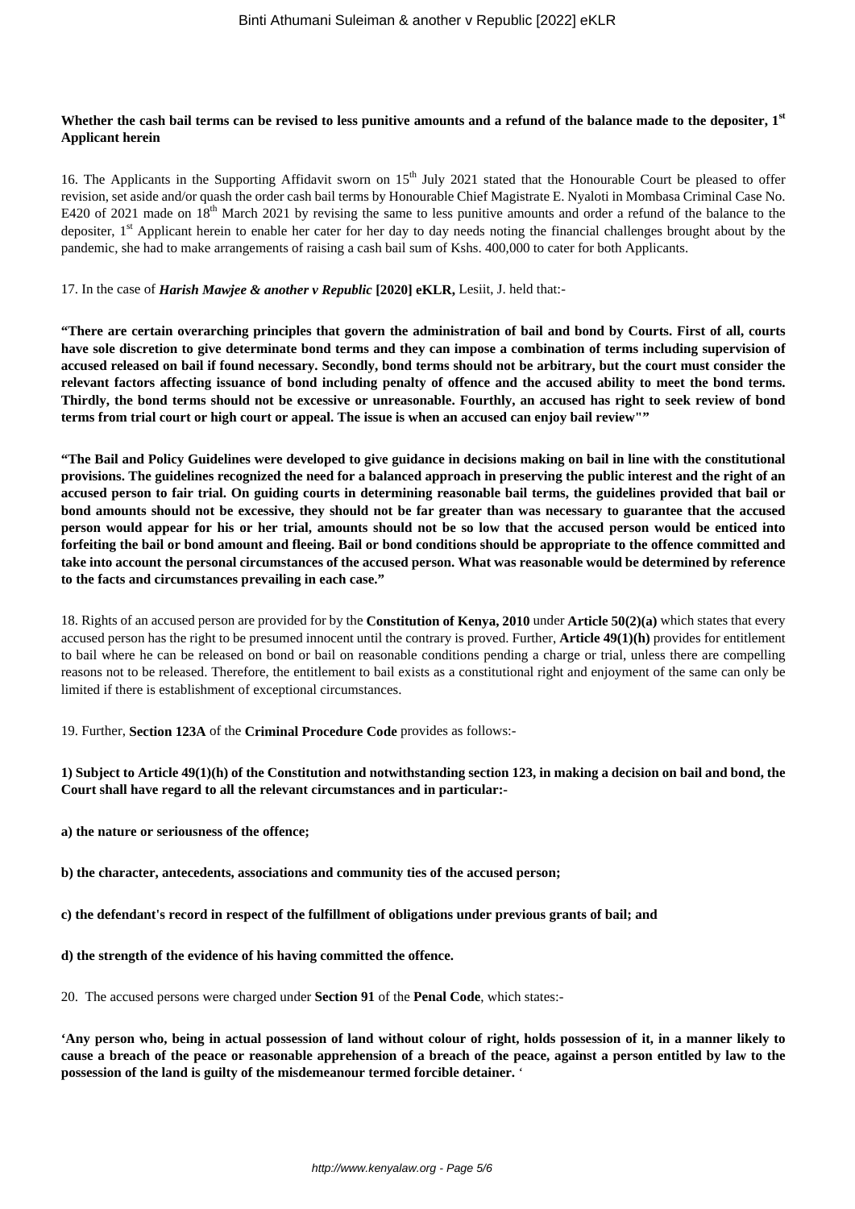**Whether the cash bail terms can be revised to less punitive amounts and a refund of the balance made to the depositer, 1st Applicant herein**

16. The Applicants in the Supporting Affidavit sworn on 15th July 2021 stated that the Honourable Court be pleased to offer revision, set aside and/or quash the order cash bail terms by Honourable Chief Magistrate E. Nyaloti in Mombasa Criminal Case No. E420 of 2021 made on 18th March 2021 by revising the same to less punitive amounts and order a refund of the balance to the depositer, 1st Applicant herein to enable her cater for her day to day needs noting the financial challenges brought about by the pandemic, she had to make arrangements of raising a cash bail sum of Kshs. 400,000 to cater for both Applicants.

17. In the case of ***Harish Mawjee & another v Republic* [2020] eKLR,** Lesiit, J. held that:-

**"There are certain overarching principles that govern the administration of bail and bond by Courts. First of all, courts have sole discretion to give determinate bond terms and they can impose a combination of terms including supervision of accused released on bail if found necessary. Secondly, bond terms should not be arbitrary, but the court must consider the relevant factors affecting issuance of bond including penalty of offence and the accused ability to meet the bond terms. Thirdly, the bond terms should not be excessive or unreasonable. Fourthly, an accused has right to seek review of bond terms from trial court or high court or appeal. The issue is when an accused can enjoy bail review""**

**"The Bail and Policy Guidelines were developed to give guidance in decisions making on bail in line with the constitutional provisions. The guidelines recognized the need for a balanced approach in preserving the public interest and the right of an accused person to fair trial. On guiding courts in determining reasonable bail terms, the guidelines provided that bail or bond amounts should not be excessive, they should not be far greater than was necessary to guarantee that the accused person would appear for his or her trial, amounts should not be so low that the accused person would be enticed into forfeiting the bail or bond amount and fleeing. Bail or bond conditions should be appropriate to the offence committed and take into account the personal circumstances of the accused person. What was reasonable would be determined by reference to the facts and circumstances prevailing in each case."**

18. Rights of an accused person are provided for by the **Constitution of Kenya, 2010** under **Article 50(2)(a)** which states that every accused person has the right to be presumed innocent until the contrary is proved. Further, **Article 49(1)(h)** provides for entitlement to bail where he can be released on bond or bail on reasonable conditions pending a charge or trial, unless there are compelling reasons not to be released. Therefore, the entitlement to bail exists as a constitutional right and enjoyment of the same can only be limited if there is establishment of exceptional circumstances.

19. Further, **Section 123A** of the **Criminal Procedure Code** provides as follows:-

**1) Subject to Article 49(1)(h) of the Constitution and notwithstanding section 123, in making a decision on bail and bond, the Court shall have regard to all the relevant circumstances and in particular:-**

**a) the nature or seriousness of the offence;**

**b) the character, antecedents, associations and community ties of the accused person;**

**c) the defendant's record in respect of the fulfillment of obligations under previous grants of bail; and**

**d) the strength of the evidence of his having committed the offence.**

20. The accused persons were charged under **Section 91** of the **Penal Code**, which states:-

**'Any person who, being in actual possession of land without colour of right, holds possession of it, in a manner likely to cause a breach of the peace or reasonable apprehension of a breach of the peace, against a person entitled by law to the possession of the land is guilty of the misdemeanour termed forcible detainer.** '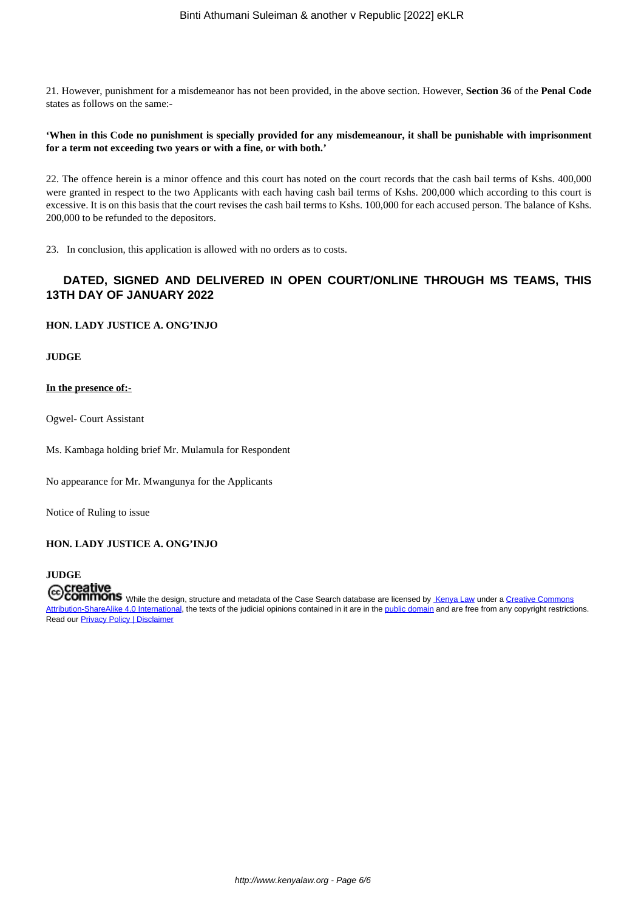21. However, punishment for a misdemeanor has not been provided, in the above section. However, **Section 36** of the **Penal Code** states as follows on the same:-

**'When in this Code no punishment is specially provided for any misdemeanour, it shall be punishable with imprisonment for a term not exceeding two years or with a fine, or with both.'**

22. The offence herein is a minor offence and this court has noted on the court records that the cash bail terms of Kshs. 400,000 were granted in respect to the two Applicants with each having cash bail terms of Kshs. 200,000 which according to this court is excessive. It is on this basis that the court revises the cash bail terms to Kshs. 100,000 for each accused person. The balance of Kshs. 200,000 to be refunded to the depositors.

23. In conclusion, this application is allowed with no orders as to costs.

**DATED, SIGNED AND DELIVERED IN OPEN COURT/ONLINE THROUGH MS TEAMS, THIS 13TH DAY OF JANUARY 2022**

**HON. LADY JUSTICE A. ONG'INJO**

**JUDGE**

**In the presence of:-**

Ogwel- Court Assistant

Ms. Kambaga holding brief Mr. Mulamula for Respondent

No appearance for Mr. Mwangunya for the Applicants

Notice of Ruling to issue

**HON. LADY JUSTICE A. ONG'INJO**

**JUDGE**

While the design, structure and metadata of the Case Search database are licensed by Kenya Law under a Creative Commons Attribution-ShareAlike 4.0 International, the texts of the judicial opinions contained in it are in the public domain and are free from any copyright restrictions. Read our Privacy Policy | Disclaimer